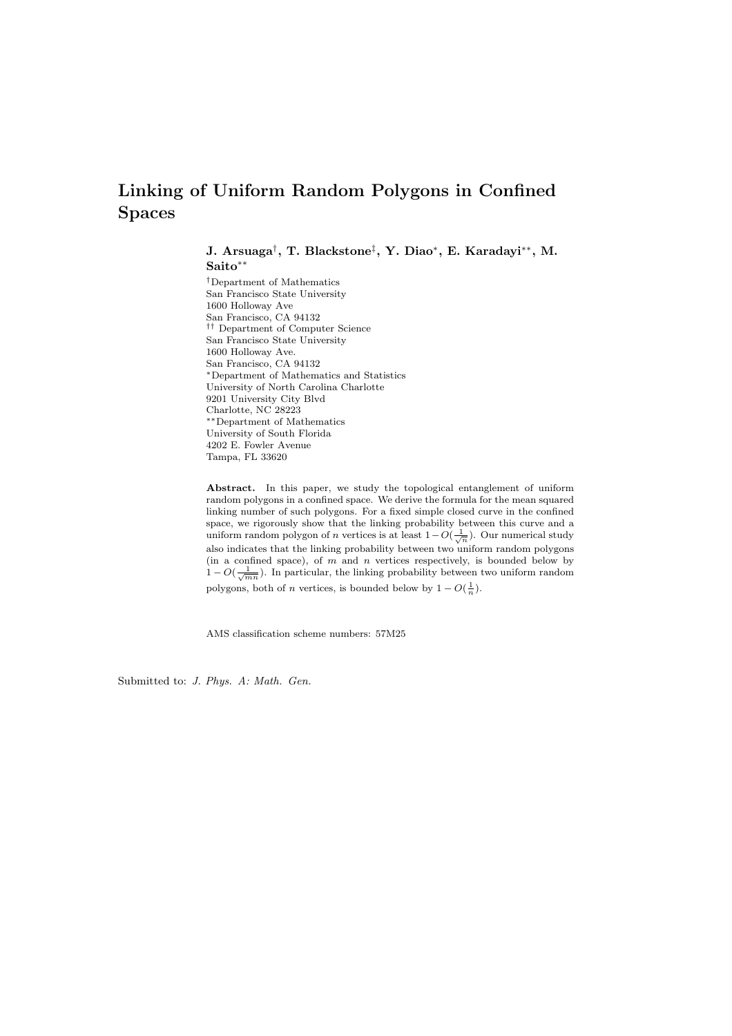# Linking of Uniform Random Polygons in Confined Spaces

**J. Arsuaga[†], T. Blackstone[‡], Y. Diao[*], E. Karadayi[**], M. Saito[**]**

[†]Department of Mathematics
San Francisco State University
1600 Holloway Ave
San Francisco, CA 94132

[††] Department of Computer Science
San Francisco State University
1600 Holloway Ave.
San Francisco, CA 94132

[*]Department of Mathematics and Statistics
University of North Carolina Charlotte
9201 University City Blvd
Charlotte, NC 28223

[**]Department of Mathematics
University of South Florida
4202 E. Fowler Avenue
Tampa, FL 33620

**Abstract.** In this paper, we study the topological entanglement of uniform random polygons in a confined space. We derive the formula for the mean squared linking number of such polygons. For a fixed simple closed curve in the confined space, we rigorously show that the linking probability between this curve and a uniform random polygon of $n$ vertices is at least $1 - O(\frac{1}{\sqrt{n}})$. Our numerical study also indicates that the linking probability between two uniform random polygons (in a confined space), of $m$ and $n$ vertices respectively, is bounded below by $1 - O(\frac{1}{\sqrt{mn}})$. In particular, the linking probability between two uniform random polygons, both of $n$ vertices, is bounded below by $1 - O(\frac{1}{n})$.

AMS classification scheme numbers: 57M25

Submitted to: *J. Phys. A: Math. Gen.*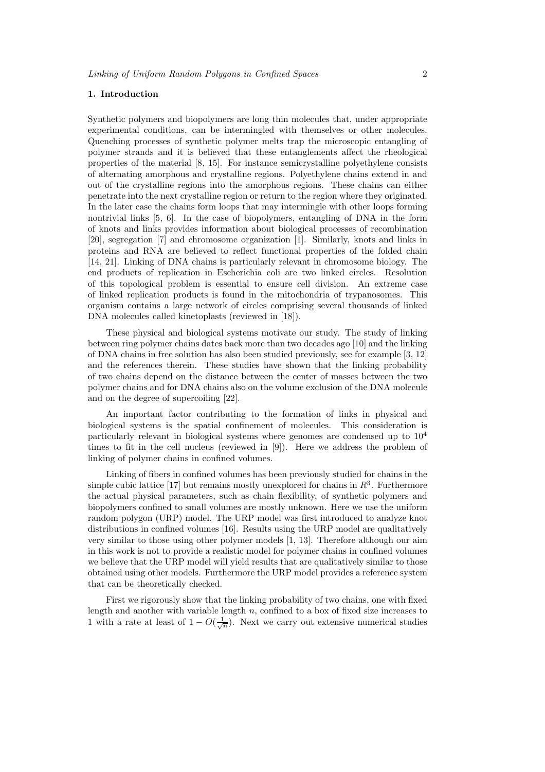## 1. Introduction

Synthetic polymers and biopolymers are long thin molecules that, under appropriate experimental conditions, can be intermingled with themselves or other molecules. Quenching processes of synthetic polymer melts trap the microscopic entangling of polymer strands and it is believed that these entanglements affect the rheological properties of the material [8, 15]. For instance semicrystalline polyethylene consists of alternating amorphous and crystalline regions. Polyethylene chains extend in and out of the crystalline regions into the amorphous regions. These chains can either penetrate into the next crystalline region or return to the region where they originated. In the later case the chains form loops that may intermingle with other loops forming nontrivial links [5, 6]. In the case of biopolymers, entangling of DNA in the form of knots and links provides information about biological processes of recombination [20], segregation [7] and chromosome organization [1]. Similarly, knots and links in proteins and RNA are believed to reflect functional properties of the folded chain [14, 21]. Linking of DNA chains is particularly relevant in chromosome biology. The end products of replication in Escherichia coli are two linked circles. Resolution of this topological problem is essential to ensure cell division. An extreme case of linked replication products is found in the mitochondria of trypanosomes. This organism contains a large network of circles comprising several thousands of linked DNA molecules called kinetoplasts (reviewed in [18]).

These physical and biological systems motivate our study. The study of linking between ring polymer chains dates back more than two decades ago [10] and the linking of DNA chains in free solution has also been studied previously, see for example [3, 12] and the references therein. These studies have shown that the linking probability of two chains depend on the distance between the center of masses between the two polymer chains and for DNA chains also on the volume exclusion of the DNA molecule and on the degree of supercoiling [22].

An important factor contributing to the formation of links in physical and biological systems is the spatial confinement of molecules. This consideration is particularly relevant in biological systems where genomes are condensed up to $10^4$ times to fit in the cell nucleus (reviewed in [9]). Here we address the problem of linking of polymer chains in confined volumes.

Linking of fibers in confined volumes has been previously studied for chains in the simple cubic lattice [17] but remains mostly unexplored for chains in $R^3$. Furthermore the actual physical parameters, such as chain flexibility, of synthetic polymers and biopolymers confined to small volumes are mostly unknown. Here we use the uniform random polygon (URP) model. The URP model was first introduced to analyze knot distributions in confined volumes [16]. Results using the URP model are qualitatively very similar to those using other polymer models [1, 13]. Therefore although our aim in this work is not to provide a realistic model for polymer chains in confined volumes we believe that the URP model will yield results that are qualitatively similar to those obtained using other models. Furthermore the URP model provides a reference system that can be theoretically checked.

First we rigorously show that the linking probability of two chains, one with fixed length and another with variable length $n$, confined to a box of fixed size increases to 1 with a rate at least of $1 - O(\frac{1}{\sqrt{n}})$. Next we carry out extensive numerical studies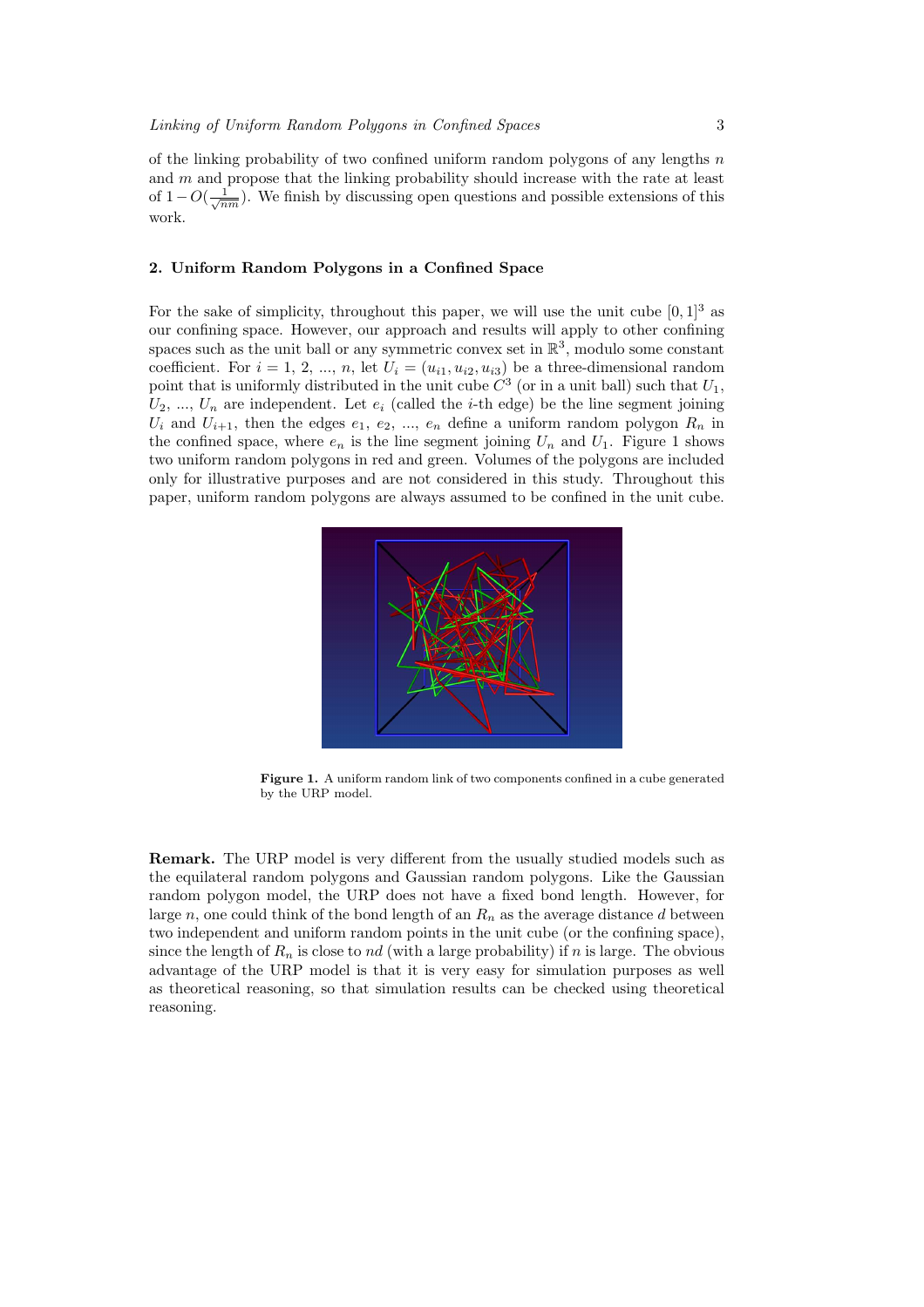of the linking probability of two confined uniform random polygons of any lengths $n$ and $m$ and propose that the linking probability should increase with the rate at least of $1 - O(\frac{1}{\sqrt{nm}})$. We finish by discussing open questions and possible extensions of this work.

## 2. Uniform Random Polygons in a Confined Space

For the sake of simplicity, throughout this paper, we will use the unit cube $[0, 1]^3$ as our confining space. However, our approach and results will apply to other confining spaces such as the unit ball or any symmetric convex set in $\mathbb{R}^3$, modulo some constant coefficient. For $i = 1, 2, ..., n$, let $U_i = (u_{i1}, u_{i2}, u_{i3})$ be a three-dimensional random point that is uniformly distributed in the unit cube $C^3$ (or in a unit ball) such that $U_1$, $U_2$, ..., $U_n$ are independent. Let $e_i$ (called the $i$-th edge) be the line segment joining $U_i$ and $U_{i+1}$, then the edges $e_1$, $e_2$, ..., $e_n$ define a uniform random polygon $R_n$ in the confined space, where $e_n$ is the line segment joining $U_n$ and $U_1$. Figure 1 shows two uniform random polygons in red and green. Volumes of the polygons are included only for illustrative purposes and are not considered in this study. Throughout this paper, uniform random polygons are always assumed to be confined in the unit cube.

**Figure 1.** A uniform random link of two components confined in a cube generated by the URP model.

**Remark.** The URP model is very different from the usually studied models such as the equilateral random polygons and Gaussian random polygons. Like the Gaussian random polygon model, the URP does not have a fixed bond length. However, for large $n$, one could think of the bond length of an $R_n$ as the average distance $d$ between two independent and uniform random points in the unit cube (or the confining space), since the length of $R_n$ is close to $nd$ (with a large probability) if $n$ is large. The obvious advantage of the URP model is that it is very easy for simulation purposes as well as theoretical reasoning, so that simulation results can be checked using theoretical reasoning.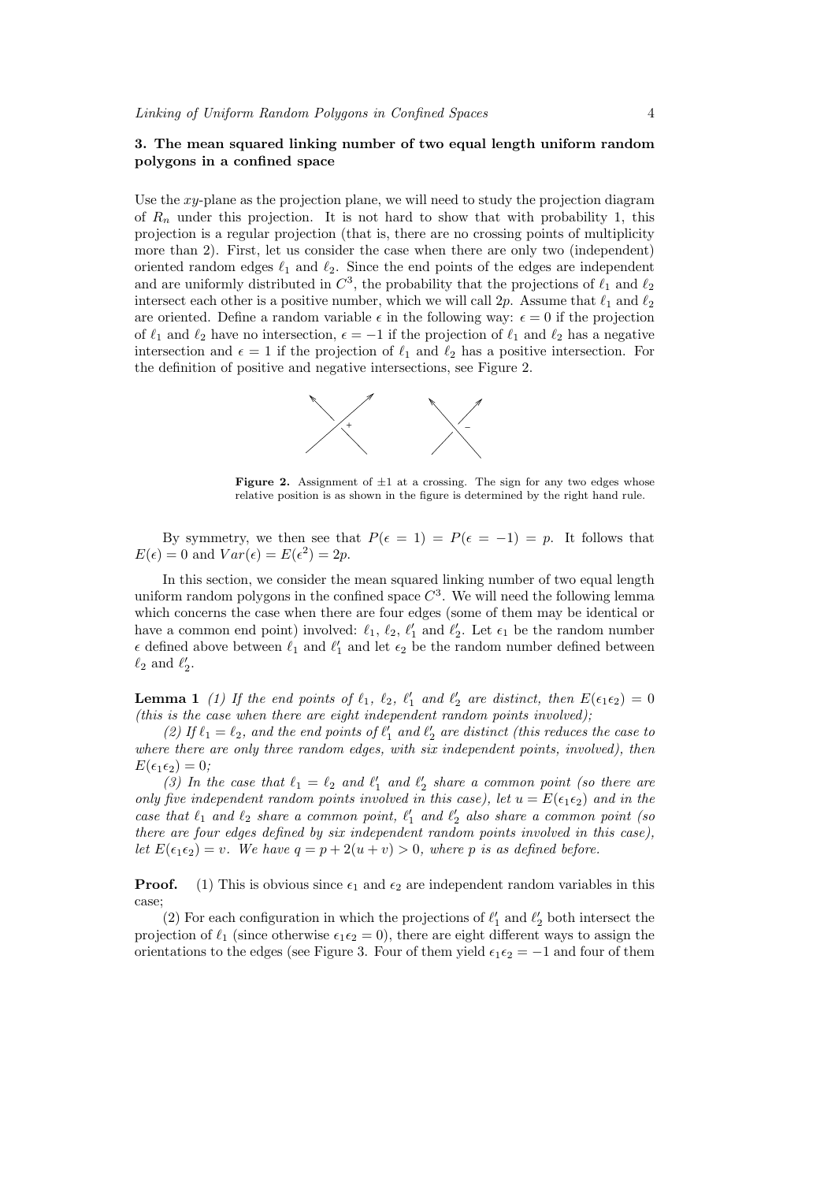### 3. The mean squared linking number of two equal length uniform random polygons in a confined space

Use the $xy$-plane as the projection plane, we will need to study the projection diagram of $R_n$ under this projection. It is not hard to show that with probability 1, this projection is a regular projection (that is, there are no crossing points of multiplicity more than 2). First, let us consider the case when there are only two (independent) oriented random edges $\ell_1$ and $\ell_2$. Since the end points of the edges are independent and are uniformly distributed in $C^3$, the probability that the projections of $\ell_1$ and $\ell_2$ intersect each other is a positive number, which we will call $2p$. Assume that $\ell_1$ and $\ell_2$ are oriented. Define a random variable $\epsilon$ in the following way: $\epsilon = 0$ if the projection of $\ell_1$ and $\ell_2$ have no intersection, $\epsilon = -1$ if the projection of $\ell_1$ and $\ell_2$ has a negative intersection and $\epsilon = 1$ if the projection of $\ell_1$ and $\ell_2$ has a positive intersection. For the definition of positive and negative intersections, see Figure 2.

**Figure 2.** Assignment of $\pm 1$ at a crossing. The sign for any two edges whose relative position is as shown in the figure is determined by the right hand rule.

By symmetry, we then see that $P(\epsilon = 1) = P(\epsilon = -1) = p$. It follows that $E(\epsilon) = 0$ and $Var(\epsilon) = E(\epsilon^2) = 2p$.

In this section, we consider the mean squared linking number of two equal length uniform random polygons in the confined space $C^3$. We will need the following lemma which concerns the case when there are four edges (some of them may be identical or have a common end point) involved: $\ell_1$, $\ell_2$, $\ell_1'$ and $\ell_2'$. Let $\epsilon_1$ be the random number $\epsilon$ defined above between $\ell_1$ and $\ell_1'$ and let $\epsilon_2$ be the random number defined between $\ell_2$ and $\ell_2'$.

**Lemma 1** *(1) If the end points of $\ell_1$, $\ell_2$, $\ell_1'$ and $\ell_2'$ are distinct, then $E(\epsilon_1\epsilon_2) = 0$ (this is the case when there are eight independent random points involved);*

*(2) If $\ell_1 = \ell_2$, and the end points of $\ell_1'$ and $\ell_2'$ are distinct (this reduces the case to where there are only three random edges, with six independent points, involved), then $E(\epsilon_1\epsilon_2) = 0$;*

*(3) In the case that $\ell_1 = \ell_2$ and $\ell_1'$ and $\ell_2'$ share a common point (so there are only five independent random points involved in this case), let $u = E(\epsilon_1\epsilon_2)$ and in the case that $\ell_1$ and $\ell_2$ share a common point, $\ell_1'$ and $\ell_2'$ also share a common point (so there are four edges defined by six independent random points involved in this case), let $E(\epsilon_1\epsilon_2) = v$. We have $q = p + 2(u + v) > 0$, where $p$ is as defined before.*

**Proof.** (1) This is obvious since $\epsilon_1$ and $\epsilon_2$ are independent random variables in this case;

(2) For each configuration in which the projections of $\ell_1'$ and $\ell_2'$ both intersect the projection of $\ell_1$ (since otherwise $\epsilon_1\epsilon_2 = 0$), there are eight different ways to assign the orientations to the edges (see Figure 3. Four of them yield $\epsilon_1\epsilon_2 = -1$ and four of them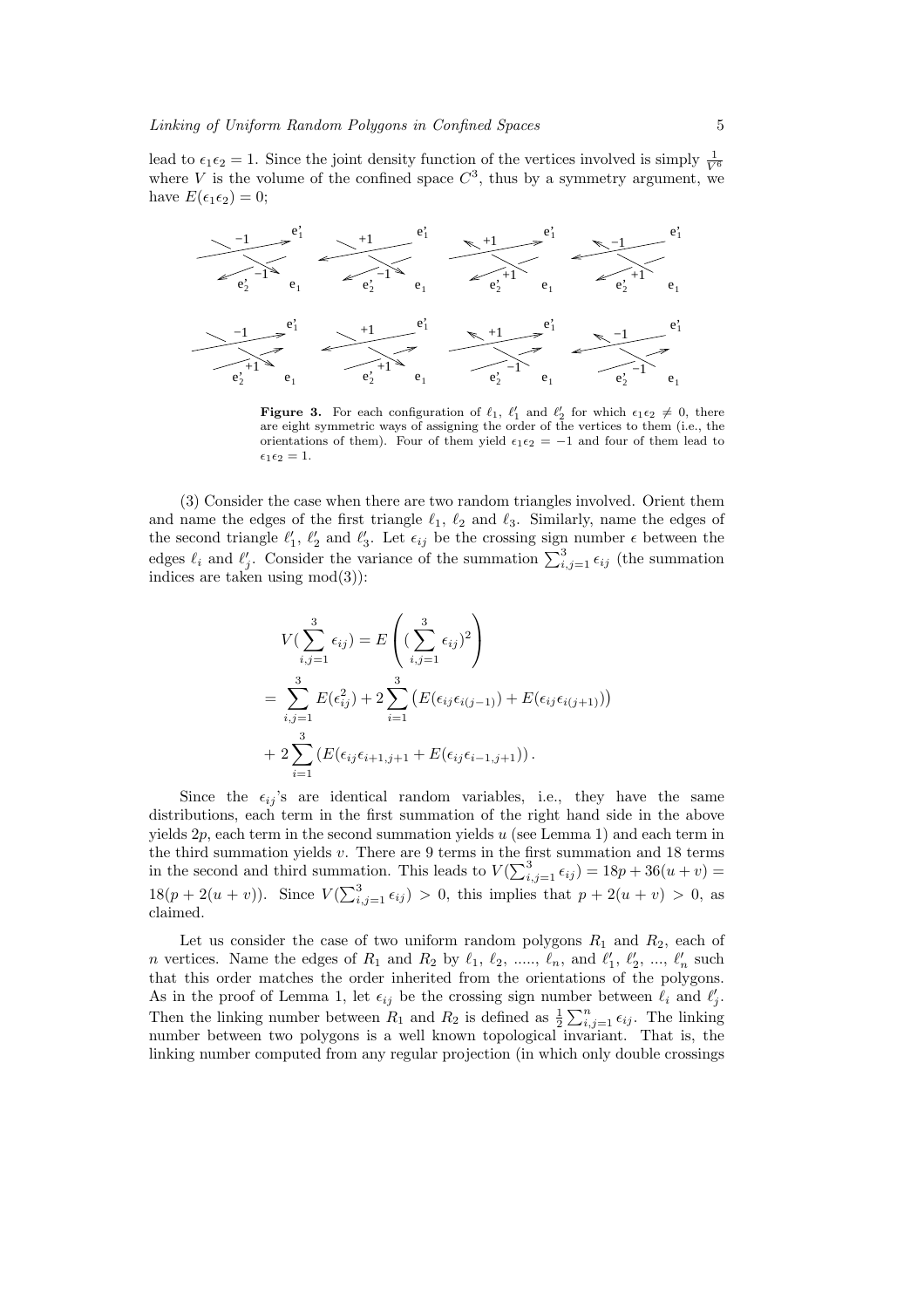lead to $\epsilon_1\epsilon_2 = 1$. Since the joint density function of the vertices involved is simply $\frac{1}{V^6}$ where $V$ is the volume of the confined space $C^3$, thus by a symmetry argument, we have $E(\epsilon_1\epsilon_2) = 0$;

**Figure 3.** For each configuration of $\ell_1$, $\ell_1'$ and $\ell_2'$ for which $\epsilon_1\epsilon_2 \neq 0$, there are eight symmetric ways of assigning the order of the vertices to them (i.e., the orientations of them). Four of them yield $\epsilon_1\epsilon_2 = -1$ and four of them lead to $\epsilon_1\epsilon_2 = 1$.

(3) Consider the case when there are two random triangles involved. Orient them and name the edges of the first triangle $\ell_1$, $\ell_2$ and $\ell_3$. Similarly, name the edges of the second triangle $\ell_1'$, $\ell_2'$ and $\ell_3'$. Let $\epsilon_{ij}$ be the crossing sign number $\epsilon$ between the edges $\ell_i$ and $\ell_j'$. Consider the variance of the summation $\sum_{i,j=1}^{3}\epsilon_{ij}$ (the summation indices are taken using mod(3)):

$$
\begin{aligned}
& V(\sum_{i,j=1}^{3}\epsilon_{ij}) = E\left((\sum_{i,j=1}^{3}\epsilon_{ij})^2\right) \\
=\ & \sum_{i,j=1}^{3}E(\epsilon_{ij}^2) + 2\sum_{i=1}^{3}\left(E(\epsilon_{ij}\epsilon_{i(j-1)}) + E(\epsilon_{ij}\epsilon_{i(j+1)})\right) \\
+\ & 2\sum_{i=1}^{3}\left(E(\epsilon_{ij}\epsilon_{i+1,j+1} + E(\epsilon_{ij}\epsilon_{i-1,j+1})\right).
\end{aligned}
$$

Since the $\epsilon_{ij}$'s are identical random variables, i.e., they have the same distributions, each term in the first summation of the right hand side in the above yields $2p$, each term in the second summation yields $u$ (see Lemma 1) and each term in the third summation yields $v$. There are 9 terms in the first summation and 18 terms in the second and third summation. This leads to $V(\sum_{i,j=1}^{3}\epsilon_{ij}) = 18p + 36(u+v) = 18(p + 2(u+v))$. Since $V(\sum_{i,j=1}^{3}\epsilon_{ij}) > 0$, this implies that $p + 2(u+v) > 0$, as claimed.

Let us consider the case of two uniform random polygons $R_1$ and $R_2$, each of $n$ vertices. Name the edges of $R_1$ and $R_2$ by $\ell_1$, $\ell_2$, ....., $\ell_n$, and $\ell_1'$, $\ell_2'$, ..., $\ell_n'$ such that this order matches the order inherited from the orientations of the polygons. As in the proof of Lemma 1, let $\epsilon_{ij}$ be the crossing sign number between $\ell_i$ and $\ell_j'$. Then the linking number between $R_1$ and $R_2$ is defined as $\frac{1}{2}\sum_{i,j=1}^{n}\epsilon_{ij}$. The linking number between two polygons is a well known topological invariant. That is, the linking number computed from any regular projection (in which only double crossings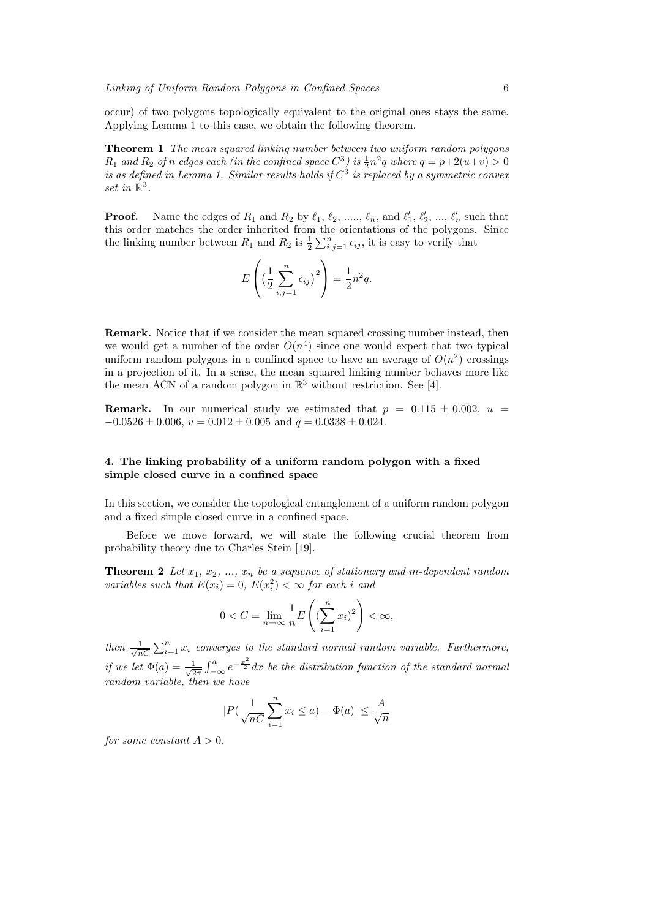occur) of two polygons topologically equivalent to the original ones stays the same. Applying Lemma 1 to this case, we obtain the following theorem.

**Theorem 1** *The mean squared linking number between two uniform random polygons $R_1$ and $R_2$ of $n$ edges each (in the confined space $C^3$) is $\frac{1}{2}n^2q$ where $q = p+2(u+v) > 0$ is as defined in Lemma 1. Similar results holds if $C^3$ is replaced by a symmetric convex set in $\mathbb{R}^3$.*

**Proof.** Name the edges of $R_1$ and $R_2$ by $\ell_1$, $\ell_2$, ....., $\ell_n$, and $\ell'_1$, $\ell'_2$, ..., $\ell'_n$ such that this order matches the order inherited from the orientations of the polygons. Since the linking number between $R_1$ and $R_2$ is $\frac{1}{2}\sum_{i,j=1}^{n}\epsilon_{ij}$, it is easy to verify that

$$E\left((\frac{1}{2}\sum_{i,j=1}^{n}\epsilon_{ij})^2\right) = \frac{1}{2}n^2q.$$

**Remark.** Notice that if we consider the mean squared crossing number instead, then we would get a number of the order $O(n^4)$ since one would expect that two typical uniform random polygons in a confined space to have an average of $O(n^2)$ crossings in a projection of it. In a sense, the mean squared linking number behaves more like the mean ACN of a random polygon in $\mathbb{R}^3$ without restriction. See [4].

**Remark.** In our numerical study we estimated that $p = 0.115 \pm 0.002$, $u = -0.0526 \pm 0.006$, $v = 0.012 \pm 0.005$ and $q = 0.0338 \pm 0.024$.

## 4. The linking probability of a uniform random polygon with a fixed simple closed curve in a confined space

In this section, we consider the topological entanglement of a uniform random polygon and a fixed simple closed curve in a confined space.

Before we move forward, we will state the following crucial theorem from probability theory due to Charles Stein [19].

**Theorem 2** *Let $x_1$, $x_2$, ..., $x_n$ be a sequence of stationary and $m$-dependent random variables such that $E(x_i) = 0$, $E(x_i^2) < \infty$ for each $i$ and*

$$0 < C = \lim_{n\to\infty}\frac{1}{n}E\left((\sum_{i=1}^{n}x_i)^2\right) < \infty,$$

*then $\frac{1}{\sqrt{nC}}\sum_{i=1}^{n}x_i$ converges to the standard normal random variable. Furthermore, if we let $\Phi(a) = \frac{1}{\sqrt{2\pi}}\int_{-\infty}^{a}e^{-\frac{x^2}{2}}dx$ be the distribution function of the standard normal random variable, then we have*

$$|P(\frac{1}{\sqrt{nC}}\sum_{i=1}^{n}x_i \le a) - \Phi(a)| \le \frac{A}{\sqrt{n}}$$

*for some constant $A > 0$.*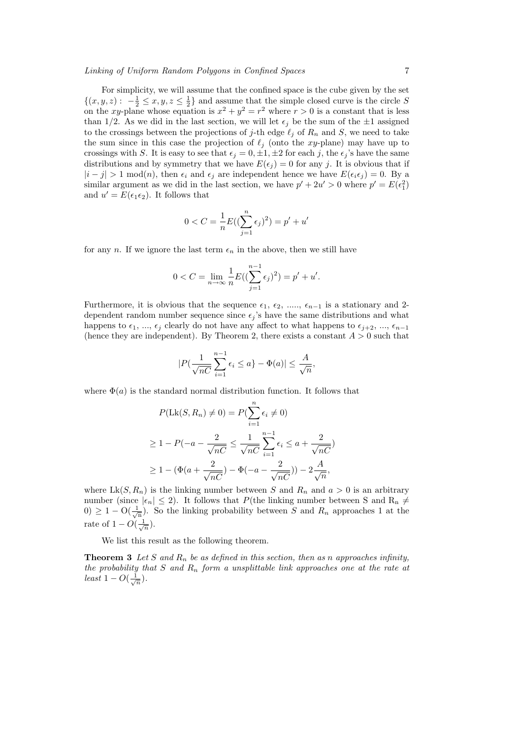For simplicity, we will assume that the confined space is the cube given by the set $\{(x, y, z) : -\frac{1}{2} \le x, y, z \le \frac{1}{2}\}$ and assume that the simple closed curve is the circle $S$ on the $xy$-plane whose equation is $x^2 + y^2 = r^2$ where $r > 0$ is a constant that is less than 1/2. As we did in the last section, we will let $\epsilon_j$ be the sum of the $\pm 1$ assigned to the crossings between the projections of $j$-th edge $\ell_j$ of $R_n$ and $S$, we need to take the sum since in this case the projection of $\ell_j$ (onto the $xy$-plane) may have up to crossings with $S$. It is easy to see that $\epsilon_j = 0, \pm 1, \pm 2$ for each $j$, the $\epsilon_j$'s have the same distributions and by symmetry that we have $E(\epsilon_j) = 0$ for any $j$. It is obvious that if $|i - j| > 1 \mod(n)$, then $\epsilon_i$ and $\epsilon_j$ are independent hence we have $E(\epsilon_i \epsilon_j) = 0$. By a similar argument as we did in the last section, we have $p' + 2u' > 0$ where $p' = E(\epsilon_1^2)$ and $u' = E(\epsilon_1 \epsilon_2)$. It follows that

$$0 < C = \frac{1}{n} E((\sum_{j=1}^{n} \epsilon_j)^2) = p' + u'$$

for any $n$. If we ignore the last term $\epsilon_n$ in the above, then we still have

$$0 < C = \lim_{n \to \infty} \frac{1}{n} E((\sum_{j=1}^{n-1} \epsilon_j)^2) = p' + u'.$$

Furthermore, it is obvious that the sequence $\epsilon_1$, $\epsilon_2$, ....., $\epsilon_{n-1}$ is a stationary and 2-dependent random number sequence since $\epsilon_j$'s have the same distributions and what happens to $\epsilon_1$, ..., $\epsilon_j$ clearly do not have any affect to what happens to $\epsilon_{j+2}$, ..., $\epsilon_{n-1}$ (hence they are independent). By Theorem 2, there exists a constant $A > 0$ such that

$$|P(\frac{1}{\sqrt{nC}} \sum_{i=1}^{n-1} \epsilon_i \le a\} - \Phi(a)| \le \frac{A}{\sqrt{n}},$$

where $\Phi(a)$ is the standard normal distribution function. It follows that

$$P(\mathrm{Lk}(S, R_n) \neq 0) = P(\sum_{i=1}^{n} \epsilon_i \neq 0)$$

$$\ge 1 - P(-a - \frac{2}{\sqrt{nC}} \le \frac{1}{\sqrt{nC}} \sum_{i=1}^{n-1} \epsilon_i \le a + \frac{2}{\sqrt{nC}})$$

$$\ge 1 - (\Phi(a + \frac{2}{\sqrt{nC}}) - \Phi(-a - \frac{2}{\sqrt{nC}})) - 2\frac{A}{\sqrt{n}},$$

where $\mathrm{Lk}(S, R_n)$ is the linking number between $S$ and $R_n$ and $a > 0$ is an arbitrary number (since $|\epsilon_n| \le 2$). It follows that $P$(the linking number between S and $\mathrm{R_n} \neq 0) \ge 1 - \mathrm{O}(\frac{1}{\sqrt{\mathrm{n}}})$. So the linking probability between $S$ and $R_n$ approaches 1 at the rate of $1 - O(\frac{1}{\sqrt{n}})$.

We list this result as the following theorem.

**Theorem 3** *Let $S$ and $R_n$ be as defined in this section, then as n approaches infinity, the probability that $S$ and $R_n$ form a unsplittable link approaches one at the rate at least $1 - O(\frac{1}{\sqrt{n}})$.*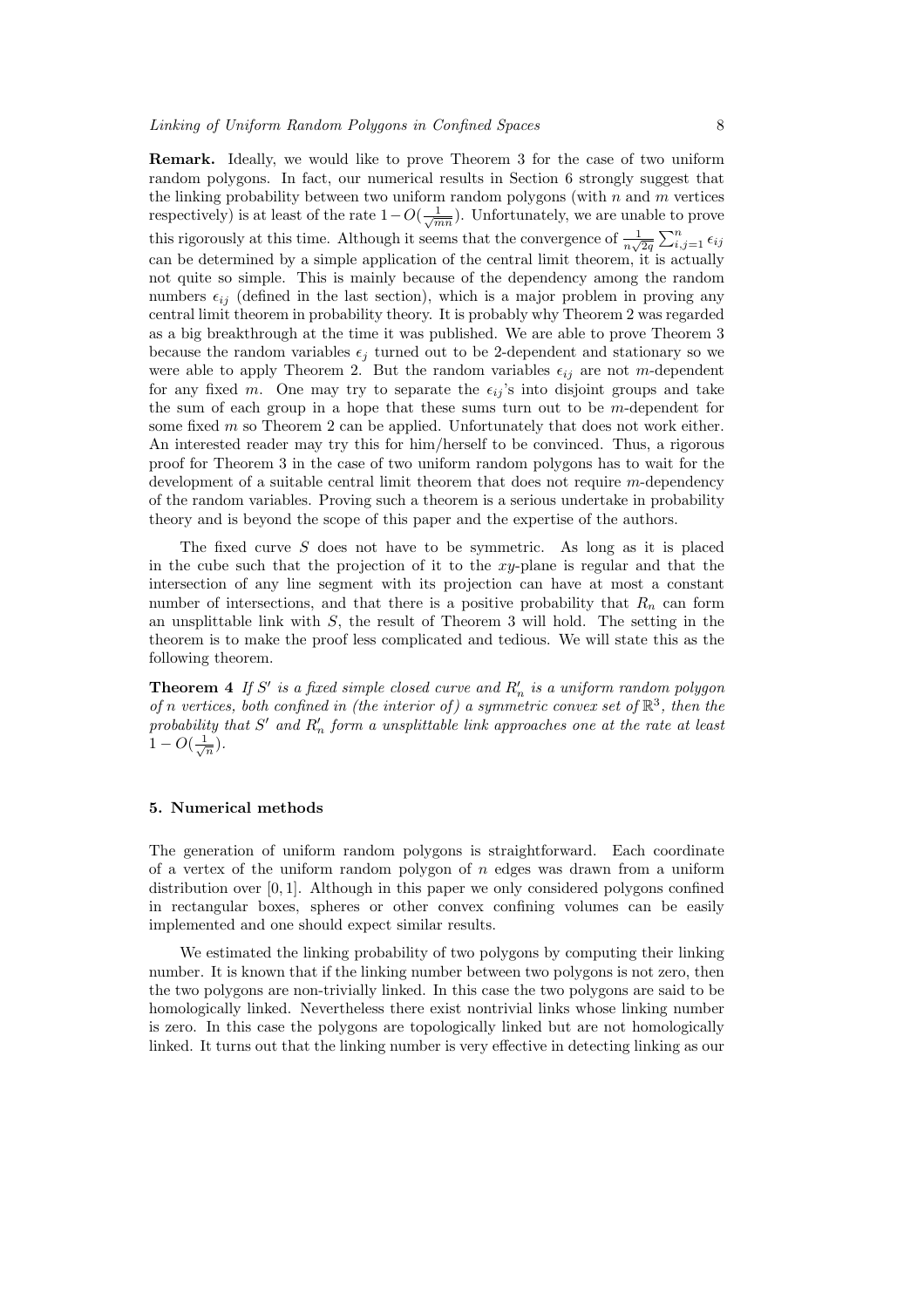**Remark.** Ideally, we would like to prove Theorem 3 for the case of two uniform random polygons. In fact, our numerical results in Section 6 strongly suggest that the linking probability between two uniform random polygons (with $n$ and $m$ vertices respectively) is at least of the rate $1-O(\frac{1}{\sqrt{mn}})$. Unfortunately, we are unable to prove this rigorously at this time. Although it seems that the convergence of $\frac{1}{n\sqrt{2q}}\sum_{i,j=1}^{n}\epsilon_{ij}$ can be determined by a simple application of the central limit theorem, it is actually not quite so simple. This is mainly because of the dependency among the random numbers $\epsilon_{ij}$ (defined in the last section), which is a major problem in proving any central limit theorem in probability theory. It is probably why Theorem 2 was regarded as a big breakthrough at the time it was published. We are able to prove Theorem 3 because the random variables $\epsilon_j$ turned out to be 2-dependent and stationary so we were able to apply Theorem 2. But the random variables $\epsilon_{ij}$ are not $m$-dependent for any fixed $m$. One may try to separate the $\epsilon_{ij}$'s into disjoint groups and take the sum of each group in a hope that these sums turn out to be $m$-dependent for some fixed $m$ so Theorem 2 can be applied. Unfortunately that does not work either. An interested reader may try this for him/herself to be convinced. Thus, a rigorous proof for Theorem 3 in the case of two uniform random polygons has to wait for the development of a suitable central limit theorem that does not require $m$-dependency of the random variables. Proving such a theorem is a serious undertake in probability theory and is beyond the scope of this paper and the expertise of the authors.

The fixed curve $S$ does not have to be symmetric. As long as it is placed in the cube such that the projection of it to the $xy$-plane is regular and that the intersection of any line segment with its projection can have at most a constant number of intersections, and that there is a positive probability that $R_n$ can form an unsplittable link with $S$, the result of Theorem 3 will hold. The setting in the theorem is to make the proof less complicated and tedious. We will state this as the following theorem.

**Theorem 4** *If $S'$ is a fixed simple closed curve and $R'_n$ is a uniform random polygon of $n$ vertices, both confined in (the interior of) a symmetric convex set of $\mathbb{R}^3$, then the probability that $S'$ and $R'_n$ form a unsplittable link approaches one at the rate at least $1-O(\frac{1}{\sqrt{n}})$.*

## 5. Numerical methods

The generation of uniform random polygons is straightforward. Each coordinate of a vertex of the uniform random polygon of $n$ edges was drawn from a uniform distribution over $[0,1]$. Although in this paper we only considered polygons confined in rectangular boxes, spheres or other convex confining volumes can be easily implemented and one should expect similar results.

We estimated the linking probability of two polygons by computing their linking number. It is known that if the linking number between two polygons is not zero, then the two polygons are non-trivially linked. In this case the two polygons are said to be homologically linked. Nevertheless there exist nontrivial links whose linking number is zero. In this case the polygons are topologically linked but are not homologically linked. It turns out that the linking number is very effective in detecting linking as our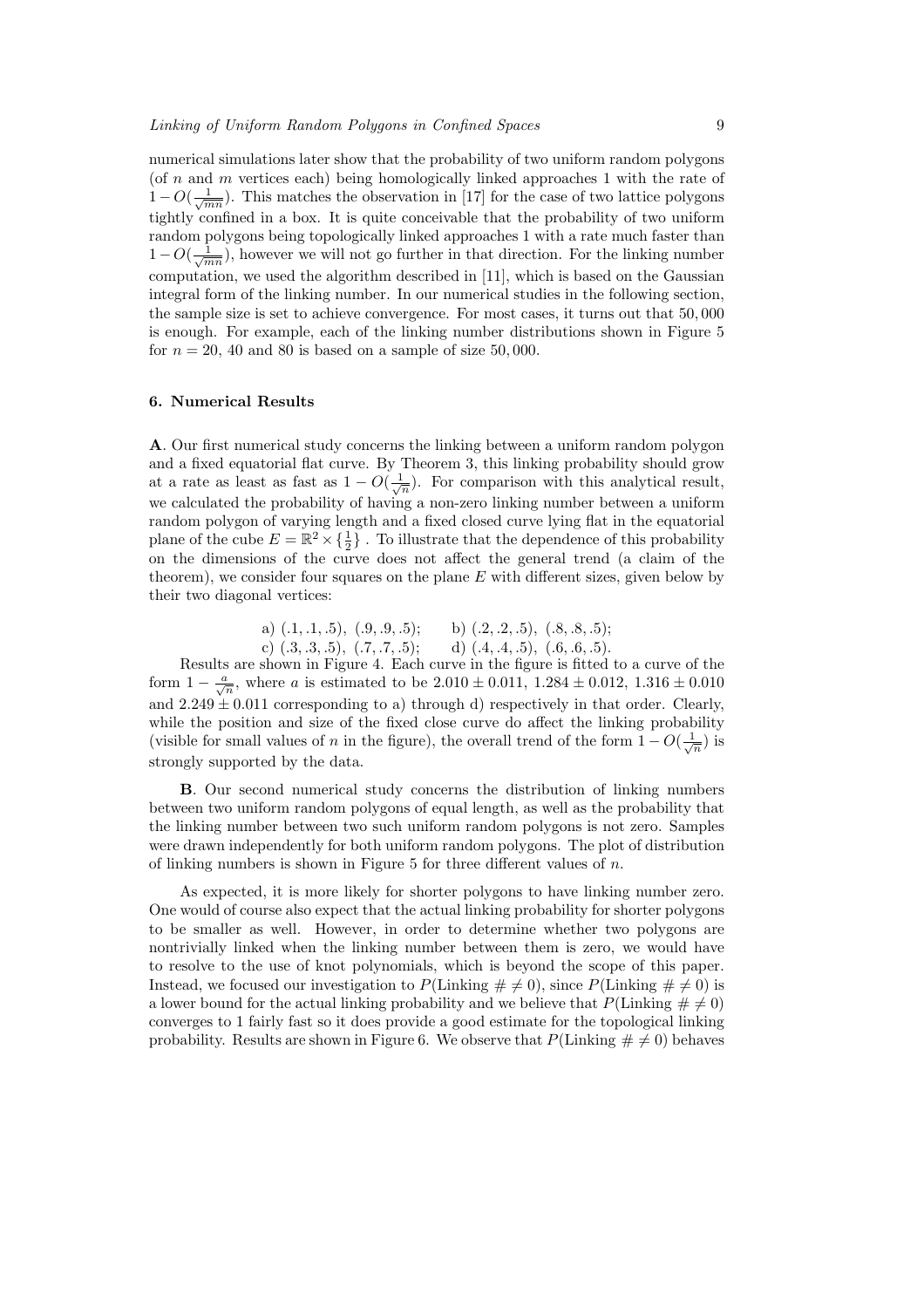numerical simulations later show that the probability of two uniform random polygons (of $n$ and $m$ vertices each) being homologically linked approaches 1 with the rate of $1-O(\frac{1}{\sqrt{mn}})$. This matches the observation in [17] for the case of two lattice polygons tightly confined in a box. It is quite conceivable that the probability of two uniform random polygons being topologically linked approaches 1 with a rate much faster than $1-O(\frac{1}{\sqrt{mn}})$, however we will not go further in that direction. For the linking number computation, we used the algorithm described in [11], which is based on the Gaussian integral form of the linking number. In our numerical studies in the following section, the sample size is set to achieve convergence. For most cases, it turns out that 50,000 is enough. For example, each of the linking number distributions shown in Figure 5 for $n = 20$, 40 and 80 is based on a sample of size 50,000.

## 6. Numerical Results

**A**. Our first numerical study concerns the linking between a uniform random polygon and a fixed equatorial flat curve. By Theorem 3, this linking probability should grow at a rate as least as fast as $1-O(\frac{1}{\sqrt{n}})$. For comparison with this analytical result, we calculated the probability of having a non-zero linking number between a uniform random polygon of varying length and a fixed closed curve lying flat in the equatorial plane of the cube $E = \mathbb{R}^2 \times \{\frac{1}{2}\}$ . To illustrate that the dependence of this probability on the dimensions of the curve does not affect the general trend (a claim of the theorem), we consider four squares on the plane $E$ with different sizes, given below by their two diagonal vertices:

a) $(.1, .1, .5)$, $(.9, .9, .5)$; b) $(.2, .2, .5)$, $(.8, .8, .5)$;
c) $(.3, .3, .5)$, $(.7, .7, .5)$; d) $(.4, .4, .5)$, $(.6, .6, .5)$.

Results are shown in Figure 4. Each curve in the figure is fitted to a curve of the form $1 - \frac{a}{\sqrt{n}}$, where $a$ is estimated to be $2.010 \pm 0.011$, $1.284 \pm 0.012$, $1.316 \pm 0.010$ and $2.249 \pm 0.011$ corresponding to a) through d) respectively in that order. Clearly, while the position and size of the fixed close curve do affect the linking probability (visible for small values of $n$ in the figure), the overall trend of the form $1-O(\frac{1}{\sqrt{n}})$ is strongly supported by the data.

**B**. Our second numerical study concerns the distribution of linking numbers between two uniform random polygons of equal length, as well as the probability that the linking number between two such uniform random polygons is not zero. Samples were drawn independently for both uniform random polygons. The plot of distribution of linking numbers is shown in Figure 5 for three different values of $n$.

As expected, it is more likely for shorter polygons to have linking number zero. One would of course also expect that the actual linking probability for shorter polygons to be smaller as well. However, in order to determine whether two polygons are nontrivially linked when the linking number between them is zero, we would have to resolve to the use of knot polynomials, which is beyond the scope of this paper. Instead, we focused our investigation to $P(\text{Linking } \# \neq 0)$, since $P(\text{Linking } \# \neq 0)$ is a lower bound for the actual linking probability and we believe that $P(\text{Linking } \# \neq 0)$ converges to 1 fairly fast so it does provide a good estimate for the topological linking probability. Results are shown in Figure 6. We observe that $P(\text{Linking } \# \neq 0)$ behaves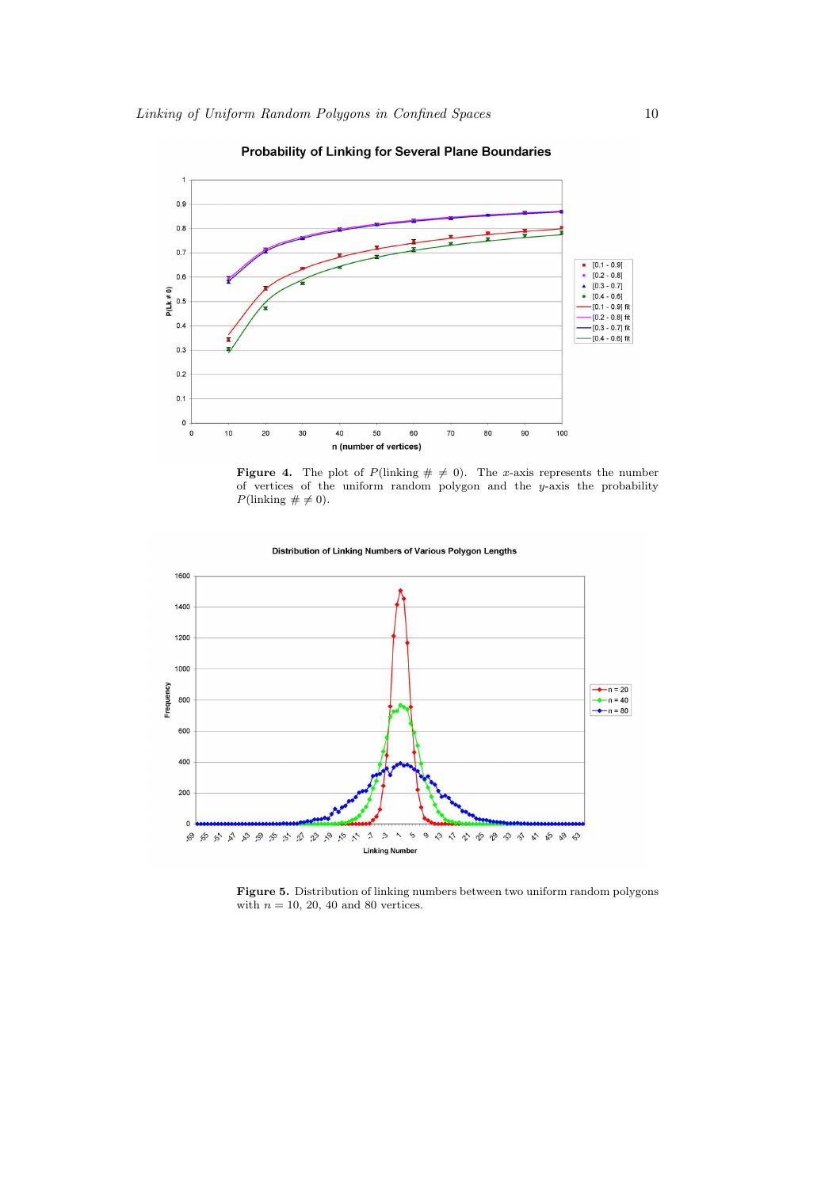**Figure 4.** The plot of $P(\text{linking} \# \neq 0)$. The $x$-axis represents the number of vertices of the uniform random polygon and the $y$-axis the probability $P(\text{linking} \# \neq 0)$.

**Figure 5.** Distribution of linking numbers between two uniform random polygons with $n = 10$, 20, 40 and 80 vertices.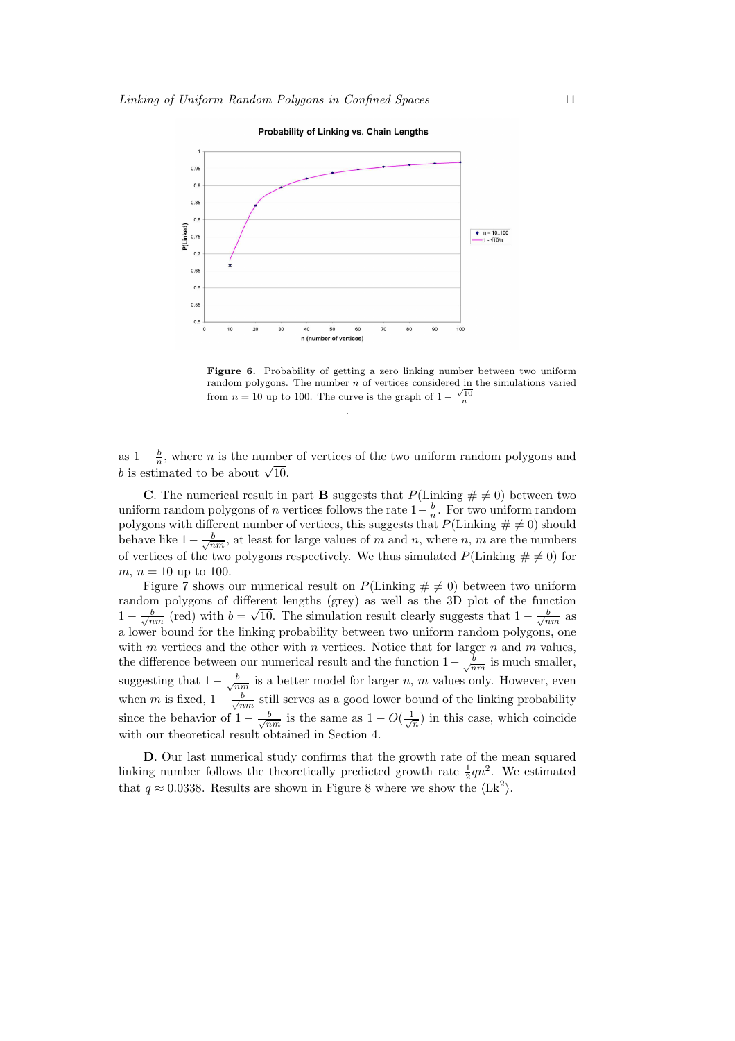**Figure 6.** Probability of getting a zero linking number between two uniform random polygons. The number $n$ of vertices considered in the simulations varied from $n = 10$ up to 100. The curve is the graph of $1 - \frac{\sqrt{10}}{n}$

.

as $1 - \frac{b}{n}$, where $n$ is the number of vertices of the two uniform random polygons and $b$ is estimated to be about $\sqrt{10}$.

**C**. The numerical result in part **B** suggests that $P(\text{Linking } \# \neq 0)$ between two uniform random polygons of $n$ vertices follows the rate $1 - \frac{b}{n}$. For two uniform random polygons with different number of vertices, this suggests that $P(\text{Linking } \# \neq 0)$ should behave like $1 - \frac{b}{\sqrt{nm}}$, at least for large values of $m$ and $n$, where $n$, $m$ are the numbers of vertices of the two polygons respectively. We thus simulated $P(\text{Linking } \# \neq 0)$ for $m$, $n = 10$ up to 100.

Figure 7 shows our numerical result on $P(\text{Linking } \# \neq 0)$ between two uniform random polygons of different lengths (grey) as well as the 3D plot of the function $1 - \frac{b}{\sqrt{nm}}$ (red) with $b = \sqrt{10}$. The simulation result clearly suggests that $1 - \frac{b}{\sqrt{nm}}$ as a lower bound for the linking probability between two uniform random polygons, one with $m$ vertices and the other with $n$ vertices. Notice that for larger $n$ and $m$ values, the difference between our numerical result and the function $1 - \frac{b}{\sqrt{nm}}$ is much smaller, suggesting that $1 - \frac{b}{\sqrt{nm}}$ is a better model for larger $n$, $m$ values only. However, even when $m$ is fixed, $1 - \frac{b}{\sqrt{nm}}$ still serves as a good lower bound of the linking probability since the behavior of $1 - \frac{b}{\sqrt{nm}}$ is the same as $1 - O(\frac{1}{\sqrt{n}})$ in this case, which coincide with our theoretical result obtained in Section 4.

**D**. Our last numerical study confirms that the growth rate of the mean squared linking number follows the theoretically predicted growth rate $\frac{1}{2}qn^2$. We estimated that $q \approx 0.0338$. Results are shown in Figure 8 where we show the $\langle \text{Lk}^2 \rangle$.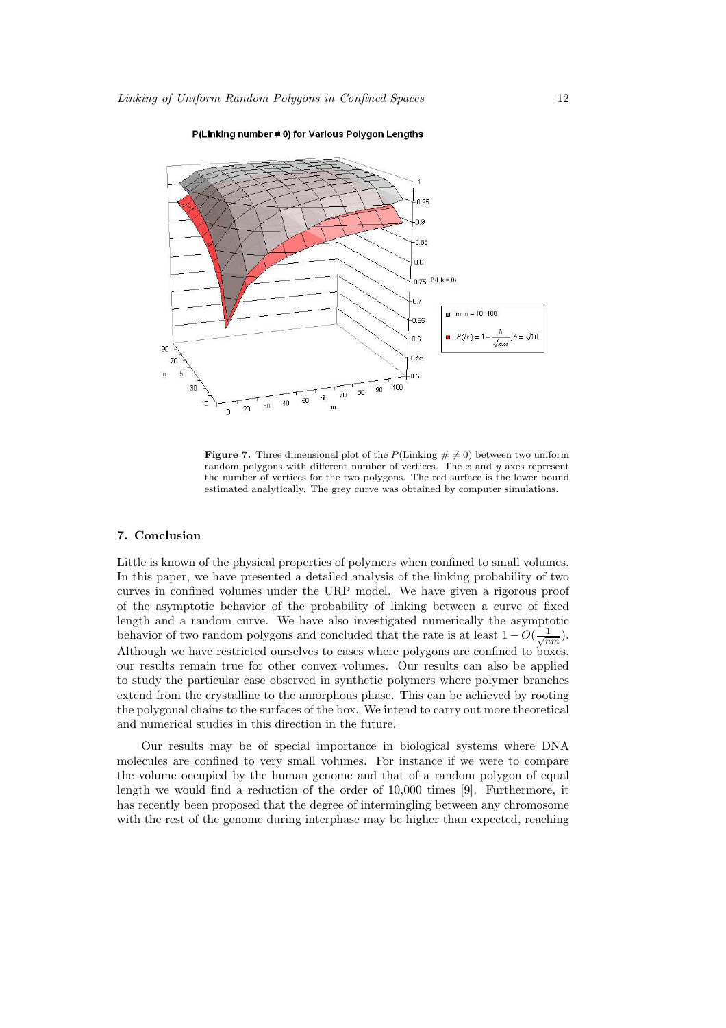**Figure 7.** Three dimensional plot of the $P(\text{Linking } \# \neq 0)$ between two uniform random polygons with different number of vertices. The $x$ and $y$ axes represent the number of vertices for the two polygons. The red surface is the lower bound estimated analytically. The grey curve was obtained by computer simulations.

## 7. Conclusion

Little is known of the physical properties of polymers when confined to small volumes. In this paper, we have presented a detailed analysis of the linking probability of two curves in confined volumes under the URP model. We have given a rigorous proof of the asymptotic behavior of the probability of linking between a curve of fixed length and a random curve. We have also investigated numerically the asymptotic behavior of two random polygons and concluded that the rate is at least $1 - O(\frac{1}{\sqrt{nm}})$. Although we have restricted ourselves to cases where polygons are confined to boxes, our results remain true for other convex volumes. Our results can also be applied to study the particular case observed in synthetic polymers where polymer branches extend from the crystalline to the amorphous phase. This can be achieved by rooting the polygonal chains to the surfaces of the box. We intend to carry out more theoretical and numerical studies in this direction in the future.

Our results may be of special importance in biological systems where DNA molecules are confined to very small volumes. For instance if we were to compare the volume occupied by the human genome and that of a random polygon of equal length we would find a reduction of the order of 10,000 times [9]. Furthermore, it has recently been proposed that the degree of intermingling between any chromosome with the rest of the genome during interphase may be higher than expected, reaching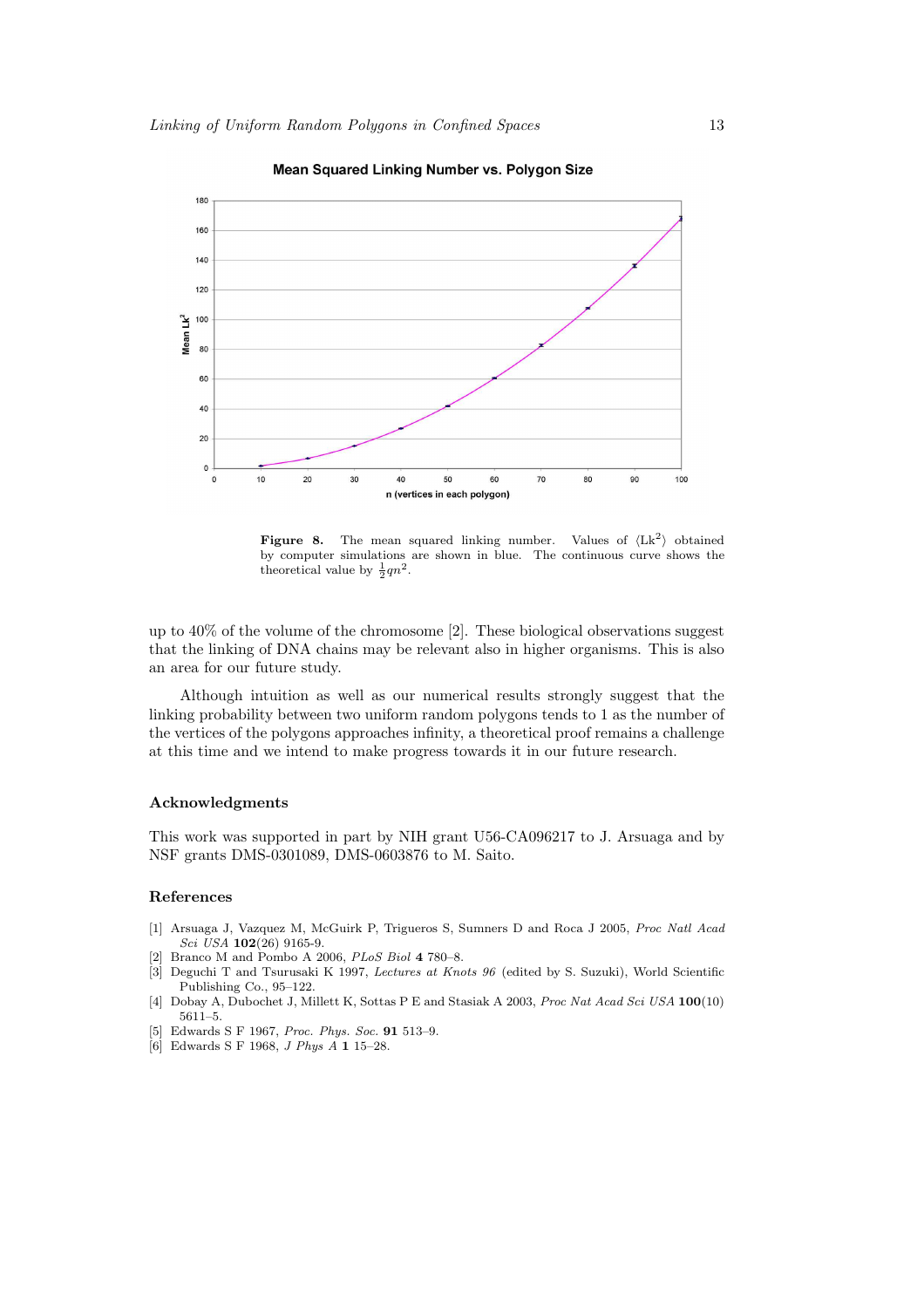Figure 8. The mean squared linking number. Values of $\langle \mathrm{Lk}^2 \rangle$ obtained by computer simulations are shown in blue. The continuous curve shows the theoretical value by $\frac{1}{2}qn^2$.

up to 40% of the volume of the chromosome [2]. These biological observations suggest that the linking of DNA chains may be relevant also in higher organisms. This is also an area for our future study.

Although intuition as well as our numerical results strongly suggest that the linking probability between two uniform random polygons tends to 1 as the number of the vertices of the polygons approaches infinity, a theoretical proof remains a challenge at this time and we intend to make progress towards it in our future research.

## Acknowledgments

This work was supported in part by NIH grant U56-CA096217 to J. Arsuaga and by NSF grants DMS-0301089, DMS-0603876 to M. Saito.

## References

[1] Arsuaga J, Vazquez M, McGuirk P, Trigueros S, Sumners D and Roca J 2005, *Proc Natl Acad Sci USA* **102**(26) 9165-9.

[2] Branco M and Pombo A 2006, *PLoS Biol* **4** 780–8.

[3] Deguchi T and Tsurusaki K 1997, *Lectures at Knots 96* (edited by S. Suzuki), World Scientific Publishing Co., 95–122.

[4] Dobay A, Dubochet J, Millett K, Sottas P E and Stasiak A 2003, *Proc Nat Acad Sci USA* **100**(10) 5611–5.

[5] Edwards S F 1967, *Proc. Phys. Soc.* **91** 513–9.

[6] Edwards S F 1968, *J Phys A* **1** 15–28.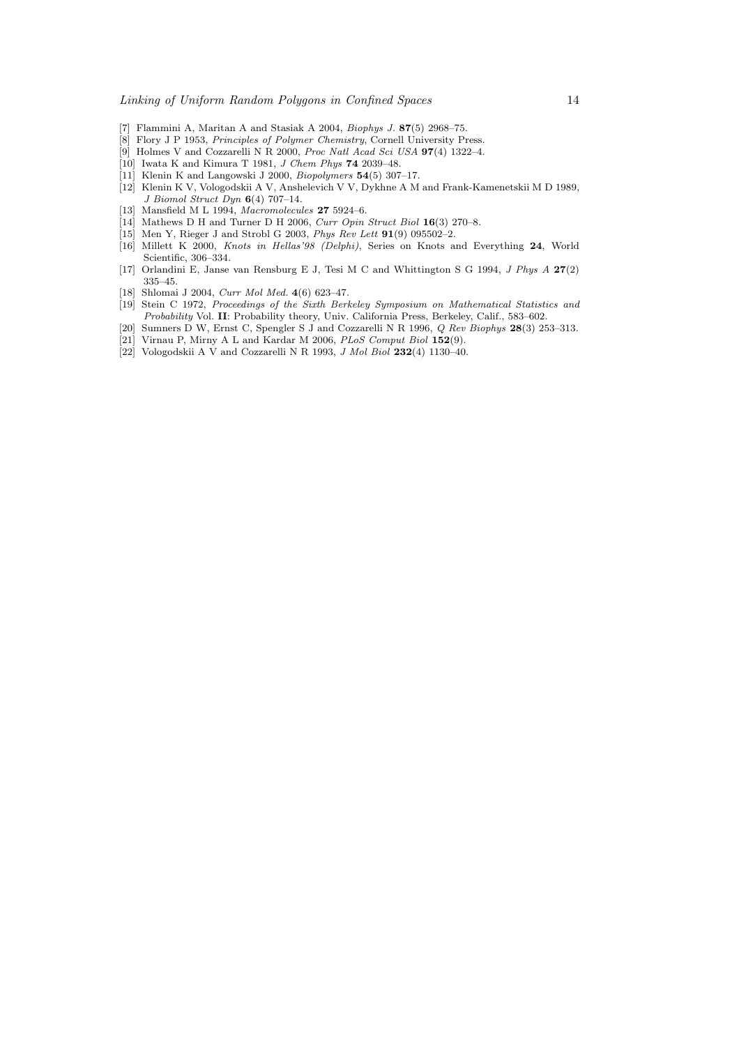[7] Flammini A, Maritan A and Stasiak A 2004, *Biophys J.* **87**(5) 2968–75.

[8] Flory J P 1953, *Principles of Polymer Chemistry*, Cornell University Press.

[9] Holmes V and Cozzarelli N R 2000, *Proc Natl Acad Sci USA* **97**(4) 1322–4.

[10] Iwata K and Kimura T 1981, *J Chem Phys* **74** 2039–48.

[11] Klenin K and Langowski J 2000, *Biopolymers* **54**(5) 307–17.

[12] Klenin K V, Vologodskii A V, Anshelevich V V, Dykhne A M and Frank-Kamenetskii M D 1989, *J Biomol Struct Dyn* **6**(4) 707–14.

[13] Mansfield M L 1994, *Macromolecules* **27** 5924–6.

[14] Mathews D H and Turner D H 2006, *Curr Opin Struct Biol* **16**(3) 270–8.

[15] Men Y, Rieger J and Strobl G 2003, *Phys Rev Lett* **91**(9) 095502–2.

[16] Millett K 2000, *Knots in Hellas'98 (Delphi)*, Series on Knots and Everything **24**, World Scientific, 306–334.

[17] Orlandini E, Janse van Rensburg E J, Tesi M C and Whittington S G 1994, *J Phys A* **27**(2) 335–45.

[18] Shlomai J 2004, *Curr Mol Med.* **4**(6) 623–47.

[19] Stein C 1972, *Proceedings of the Sixth Berkeley Symposium on Mathematical Statistics and Probability* Vol. **II**: Probability theory, Univ. California Press, Berkeley, Calif., 583–602.

[20] Sumners D W, Ernst C, Spengler S J and Cozzarelli N R 1996, *Q Rev Biophys* **28**(3) 253–313.

[21] Virnau P, Mirny A L and Kardar M 2006, *PLoS Comput Biol* **152**(9).

[22] Vologodskii A V and Cozzarelli N R 1993, *J Mol Biol* **232**(4) 1130–40.